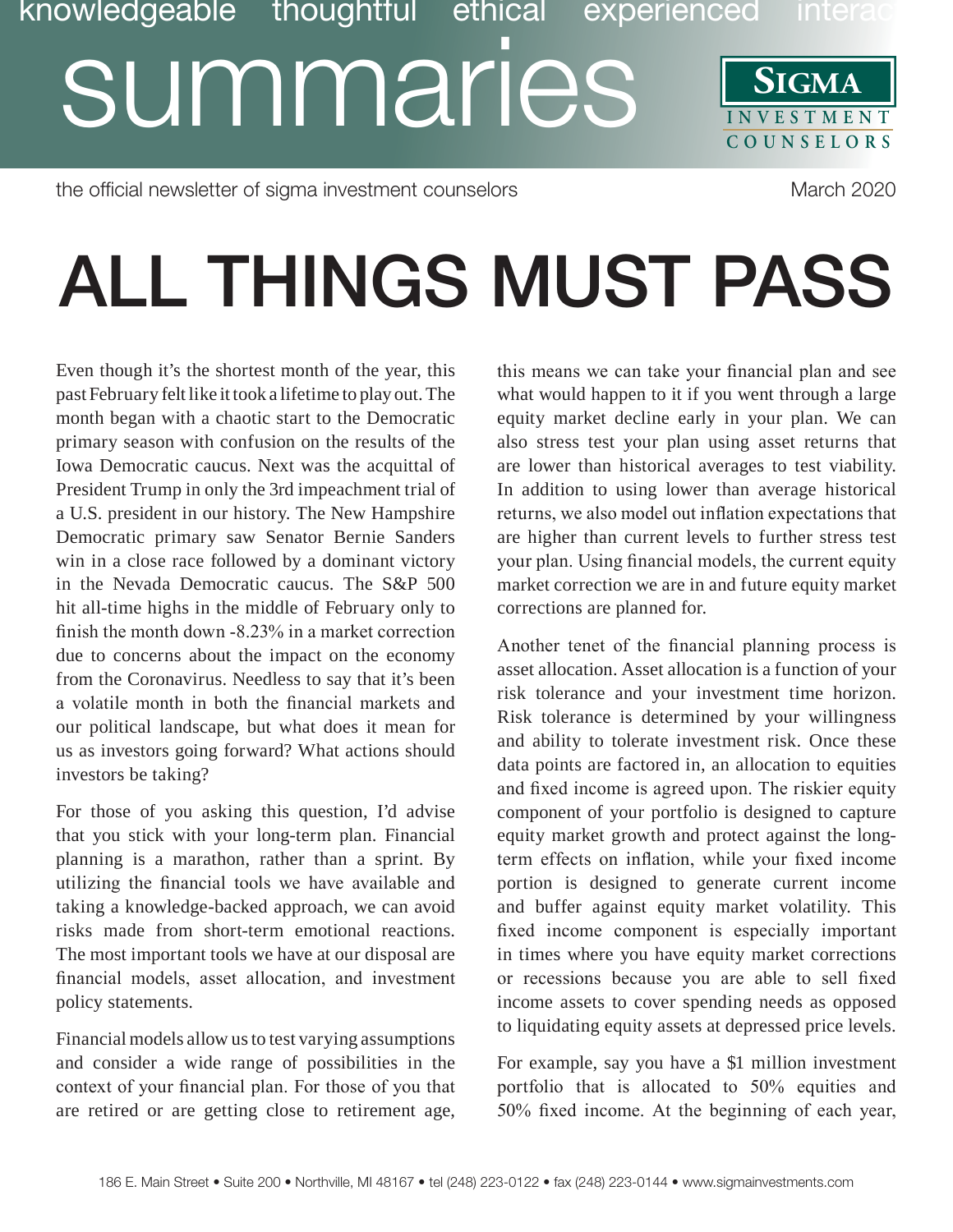knowledgeable thoughtful ethical experienced interac

# summaries

**SIGMA** INVESTMENT COUNSELORS

the official newsletter of sigma investment counselors

March 2020

# ALL THINGS MUST PASS

Even though it's the shortest month of the year, this past February felt like it took a lifetime to play out. The month began with a chaotic start to the Democratic primary season with confusion on the results of the Iowa Democratic caucus. Next was the acquittal of President Trump in only the 3rd impeachment trial of a U.S. president in our history. The New Hampshire Democratic primary saw Senator Bernie Sanders win in a close race followed by a dominant victory in the Nevada Democratic caucus. The S&P 500 hit all-time highs in the middle of February only to finish the month down -8.23% in a market correction due to concerns about the impact on the economy from the Coronavirus. Needless to say that it's been a volatile month in both the financial markets and our political landscape, but what does it mean for us as investors going forward? What actions should investors be taking?

For those of you asking this question, I'd advise that you stick with your long-term plan. Financial planning is a marathon, rather than a sprint. By utilizing the financial tools we have available and taking a knowledge-backed approach, we can avoid risks made from short-term emotional reactions. The most important tools we have at our disposal are financial models, asset allocation, and investment policy statements.

Financial models allow us to test varying assumptions and consider a wide range of possibilities in the context of your financial plan. For those of you that are retired or are getting close to retirement age, this means we can take your financial plan and see what would happen to it if you went through a large equity market decline early in your plan. We can also stress test your plan using asset returns that are lower than historical averages to test viability. In addition to using lower than average historical returns, we also model out inflation expectations that are higher than current levels to further stress test your plan. Using financial models, the current equity market correction we are in and future equity market corrections are planned for.

Another tenet of the financial planning process is asset allocation. Asset allocation is a function of your risk tolerance and your investment time horizon. Risk tolerance is determined by your willingness and ability to tolerate investment risk. Once these data points are factored in, an allocation to equities and fixed income is agreed upon. The riskier equity component of your portfolio is designed to capture equity market growth and protect against the long-term effects on inflation, while your fixed income portion is designed to generate current income and buffer against equity market volatility. This fixed income component is especially important in times where you have equity market corrections or recessions because you are able to sell fixed income assets to cover spending needs as opposed to liquidating equity assets at depressed price levels.

For example, say you have a $1 million investment portfolio that is allocated to 50% equities and 50% fixed income. At the beginning of each year,

186 E. Main Street • Suite 200 • Northville, MI 48167 • tel (248) 223-0122 • fax (248) 223-0144 • www.sigmainvestments.com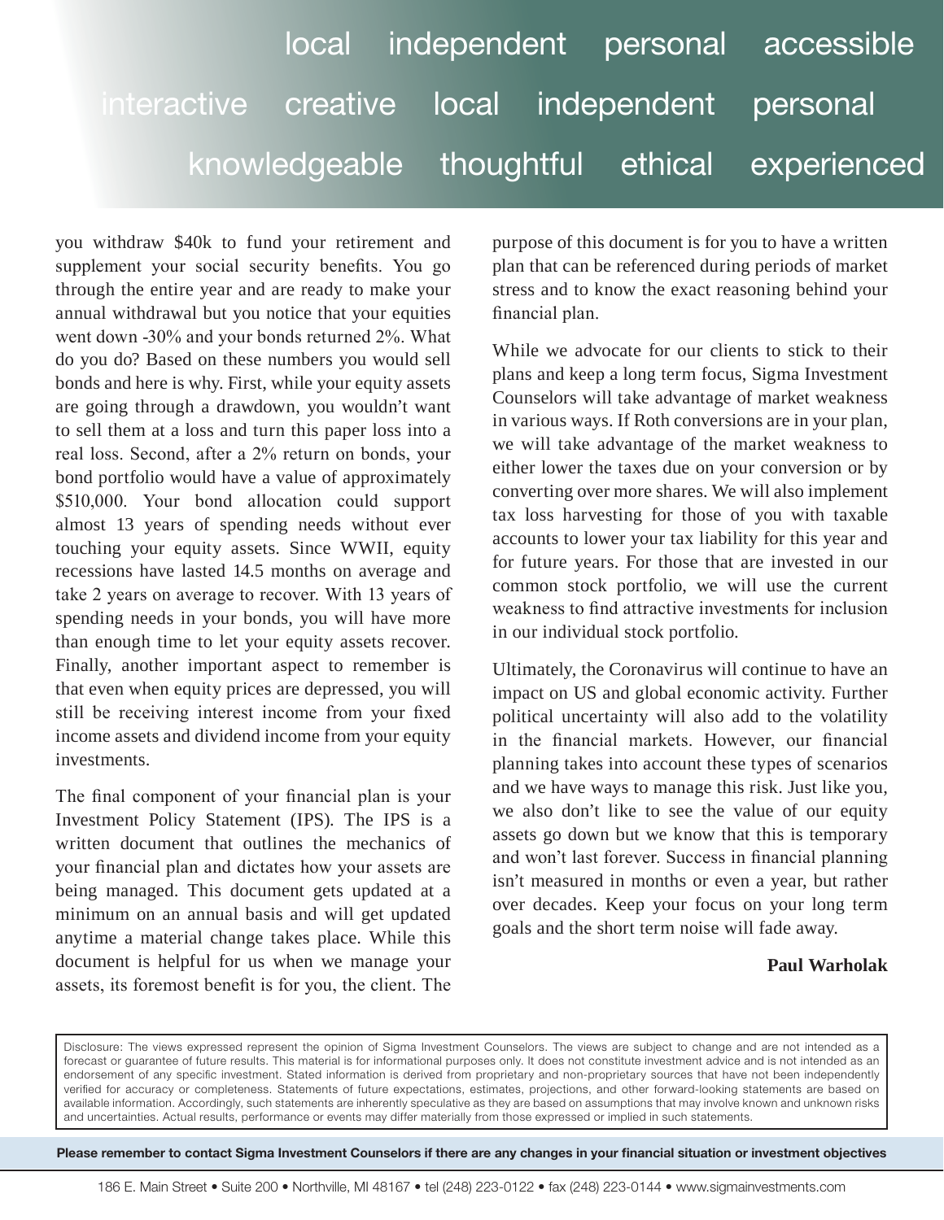local independent personal accessible

interactive creative local independent personal

knowledgeable thoughtful ethical experienced

you withdraw $40k to fund your retirement and supplement your social security benefits. You go through the entire year and are ready to make your annual withdrawal but you notice that your equities went down -30% and your bonds returned 2%. What do you do? Based on these numbers you would sell bonds and here is why. First, while your equity assets are going through a drawdown, you wouldn't want to sell them at a loss and turn this paper loss into a real loss. Second, after a 2% return on bonds, your bond portfolio would have a value of approximately $510,000. Your bond allocation could support almost 13 years of spending needs without ever touching your equity assets. Since WWII, equity recessions have lasted 14.5 months on average and take 2 years on average to recover. With 13 years of spending needs in your bonds, you will have more than enough time to let your equity assets recover. Finally, another important aspect to remember is that even when equity prices are depressed, you will still be receiving interest income from your fixed income assets and dividend income from your equity investments.

The final component of your financial plan is your Investment Policy Statement (IPS). The IPS is a written document that outlines the mechanics of your financial plan and dictates how your assets are being managed. This document gets updated at a minimum on an annual basis and will get updated anytime a material change takes place. While this document is helpful for us when we manage your assets, its foremost benefit is for you, the client. The purpose of this document is for you to have a written plan that can be referenced during periods of market stress and to know the exact reasoning behind your financial plan.

While we advocate for our clients to stick to their plans and keep a long term focus, Sigma Investment Counselors will take advantage of market weakness in various ways. If Roth conversions are in your plan, we will take advantage of the market weakness to either lower the taxes due on your conversion or by converting over more shares. We will also implement tax loss harvesting for those of you with taxable accounts to lower your tax liability for this year and for future years. For those that are invested in our common stock portfolio, we will use the current weakness to find attractive investments for inclusion in our individual stock portfolio.

Ultimately, the Coronavirus will continue to have an impact on US and global economic activity. Further political uncertainty will also add to the volatility in the financial markets. However, our financial planning takes into account these types of scenarios and we have ways to manage this risk. Just like you, we also don't like to see the value of our equity assets go down but we know that this is temporary and won't last forever. Success in financial planning isn't measured in months or even a year, but rather over decades. Keep your focus on your long term goals and the short term noise will fade away.

**Paul Warholak**

Disclosure: The views expressed represent the opinion of Sigma Investment Counselors. The views are subject to change and are not intended as a forecast or guarantee of future results. This material is for informational purposes only. It does not constitute investment advice and is not intended as an endorsement of any specific investment. Stated information is derived from proprietary and non-proprietary sources that have not been independently verified for accuracy or completeness. Statements of future expectations, estimates, projections, and other forward-looking statements are based on available information. Accordingly, such statements are inherently speculative as they are based on assumptions that may involve known and unknown risks and uncertainties. Actual results, performance or events may differ materially from those expressed or implied in such statements.

**Please remember to contact Sigma Investment Counselors if there are any changes in your financial situation or investment objectives**

186 E. Main Street • Suite 200 • Northville, MI 48167 • tel (248) 223-0122 • fax (248) 223-0144 • www.sigmainvestments.com